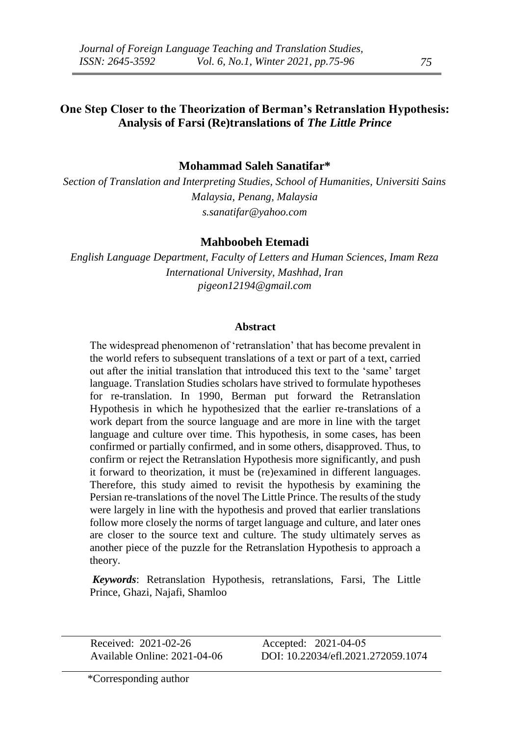# One Step Closer to the Theorization of Berman's Retranslation Hypothesis: Analysis of Farsi (Re)translations of *The Little Prince*

**Mohammad Saleh Sanatifar***

*Section of Translation and Interpreting Studies, School of Humanities, Universiti Sains Malaysia, Penang, Malaysia*
*s.sanatifar@yahoo.com*

**Mahboobeh Etemadi**

*English Language Department, Faculty of Letters and Human Sciences, Imam Reza International University, Mashhad, Iran*
*pigeon12194@gmail.com*

## Abstract

The widespread phenomenon of 'retranslation' that has become prevalent in the world refers to subsequent translations of a text or part of a text, carried out after the initial translation that introduced this text to the 'same' target language. Translation Studies scholars have strived to formulate hypotheses for re-translation. In 1990, Berman put forward the Retranslation Hypothesis in which he hypothesized that the earlier re-translations of a work depart from the source language and are more in line with the target language and culture over time. This hypothesis, in some cases, has been confirmed or partially confirmed, and in some others, disapproved. Thus, to confirm or reject the Retranslation Hypothesis more significantly, and push it forward to theorization, it must be (re)examined in different languages. Therefore, this study aimed to revisit the hypothesis by examining the Persian re-translations of the novel The Little Prince. The results of the study were largely in line with the hypothesis and proved that earlier translations follow more closely the norms of target language and culture, and later ones are closer to the source text and culture. The study ultimately serves as another piece of the puzzle for the Retranslation Hypothesis to approach a theory.

***Keywords***: Retranslation Hypothesis, retranslations, Farsi, The Little Prince, Ghazi, Najafi, Shamloo

| Received: 2021-02-26 | Accepted: 2021-04-05 |
|---|---|
| Available Online: 2021-04-06 | DOI: 10.22034/efl.2021.272059.1074 |

*Corresponding author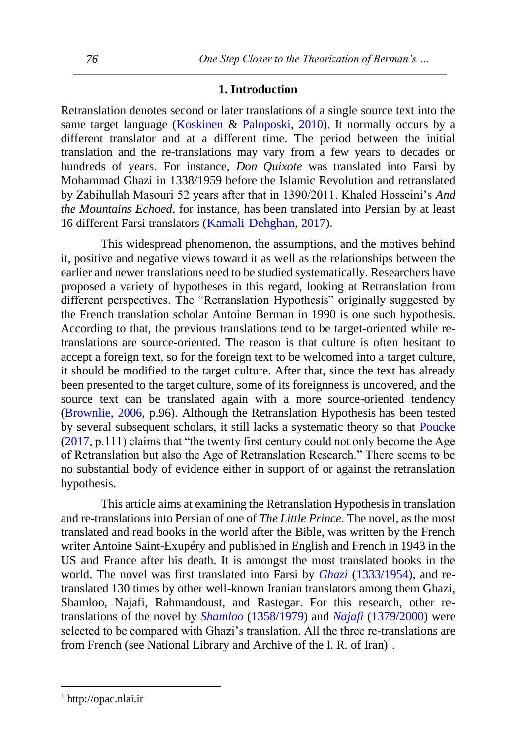## 1. Introduction

Retranslation denotes second or later translations of a single source text into the same target language (Koskinen & Paloposki, 2010). It normally occurs by a different translator and at a different time. The period between the initial translation and the re-translations may vary from a few years to decades or hundreds of years. For instance, *Don Quixote* was translated into Farsi by Mohammad Ghazi in 1338/1959 before the Islamic Revolution and retranslated by Zabihullah Masouri 52 years after that in 1390/2011. Khaled Hosseini's *And the Mountains Echoed*, for instance, has been translated into Persian by at least 16 different Farsi translators (Kamali-Dehghan, 2017).

This widespread phenomenon, the assumptions, and the motives behind it, positive and negative views toward it as well as the relationships between the earlier and newer translations need to be studied systematically. Researchers have proposed a variety of hypotheses in this regard, looking at Retranslation from different perspectives. The "Retranslation Hypothesis" originally suggested by the French translation scholar Antoine Berman in 1990 is one such hypothesis. According to that, the previous translations tend to be target-oriented while re-translations are source-oriented. The reason is that culture is often hesitant to accept a foreign text, so for the foreign text to be welcomed into a target culture, it should be modified to the target culture. After that, since the text has already been presented to the target culture, some of its foreignness is uncovered, and the source text can be translated again with a more source-oriented tendency (Brownlie, 2006, p.96). Although the Retranslation Hypothesis has been tested by several subsequent scholars, it still lacks a systematic theory so that Poucke (2017, p.111) claims that "the twenty first century could not only become the Age of Retranslation but also the Age of Retranslation Research." There seems to be no substantial body of evidence either in support of or against the retranslation hypothesis.

This article aims at examining the Retranslation Hypothesis in translation and re-translations into Persian of one of *The Little Prince*. The novel, as the most translated and read books in the world after the Bible, was written by the French writer Antoine Saint-Exupéry and published in English and French in 1943 in the US and France after his death. It is amongst the most translated books in the world. The novel was first translated into Farsi by *Ghazi* (1333/1954), and re-translated 130 times by other well-known Iranian translators among them Ghazi, Shamloo, Najafi, Rahmandoust, and Rastegar. For this research, other re-translations of the novel by *Shamloo* (1358/1979) and *Najafi* (1379/2000) were selected to be compared with Ghazi's translation. All the three re-translations are from French (see National Library and Archive of the I. R. of Iran)[1].

---

[1] http://opac.nlai.ir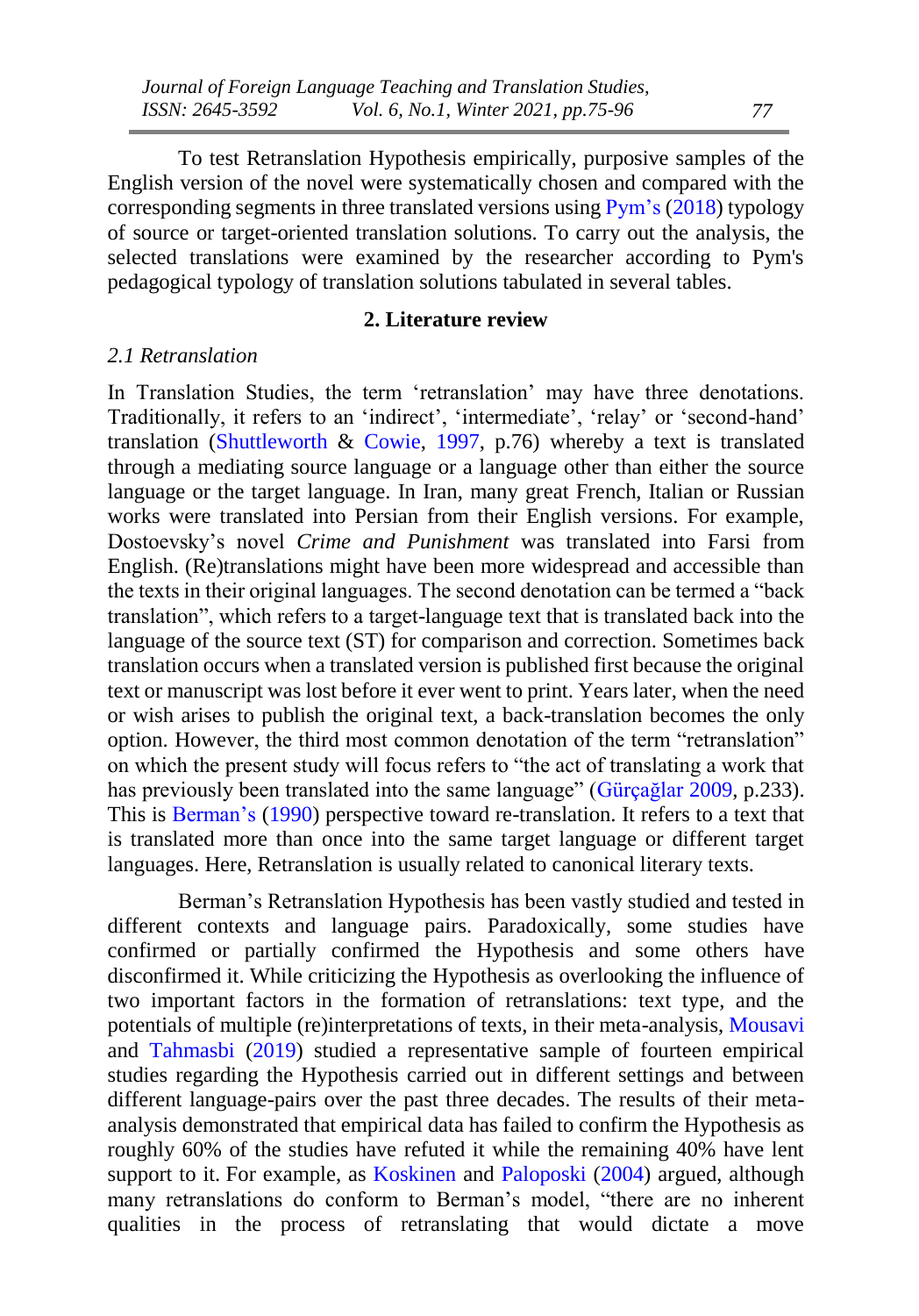To test Retranslation Hypothesis empirically, purposive samples of the English version of the novel were systematically chosen and compared with the corresponding segments in three translated versions using Pym's (2018) typology of source or target-oriented translation solutions. To carry out the analysis, the selected translations were examined by the researcher according to Pym's pedagogical typology of translation solutions tabulated in several tables.

## 2. Literature review

### *2.1 Retranslation*

In Translation Studies, the term 'retranslation' may have three denotations. Traditionally, it refers to an 'indirect', 'intermediate', 'relay' or 'second-hand' translation (Shuttleworth & Cowie, 1997, p.76) whereby a text is translated through a mediating source language or a language other than either the source language or the target language. In Iran, many great French, Italian or Russian works were translated into Persian from their English versions. For example, Dostoevsky's novel *Crime and Punishment* was translated into Farsi from English. (Re)translations might have been more widespread and accessible than the texts in their original languages. The second denotation can be termed a "back translation", which refers to a target-language text that is translated back into the language of the source text (ST) for comparison and correction. Sometimes back translation occurs when a translated version is published first because the original text or manuscript was lost before it ever went to print. Years later, when the need or wish arises to publish the original text, a back-translation becomes the only option. However, the third most common denotation of the term "retranslation" on which the present study will focus refers to "the act of translating a work that has previously been translated into the same language" (Gürçağlar 2009, p.233). This is Berman's (1990) perspective toward re-translation. It refers to a text that is translated more than once into the same target language or different target languages. Here, Retranslation is usually related to canonical literary texts.

Berman's Retranslation Hypothesis has been vastly studied and tested in different contexts and language pairs. Paradoxically, some studies have confirmed or partially confirmed the Hypothesis and some others have disconfirmed it. While criticizing the Hypothesis as overlooking the influence of two important factors in the formation of retranslations: text type, and the potentials of multiple (re)interpretations of texts, in their meta-analysis, Mousavi and Tahmasbi (2019) studied a representative sample of fourteen empirical studies regarding the Hypothesis carried out in different settings and between different language-pairs over the past three decades. The results of their meta-analysis demonstrated that empirical data has failed to confirm the Hypothesis as roughly 60% of the studies have refuted it while the remaining 40% have lent support to it. For example, as Koskinen and Paloposki (2004) argued, although many retranslations do conform to Berman's model, "there are no inherent qualities in the process of retranslating that would dictate a move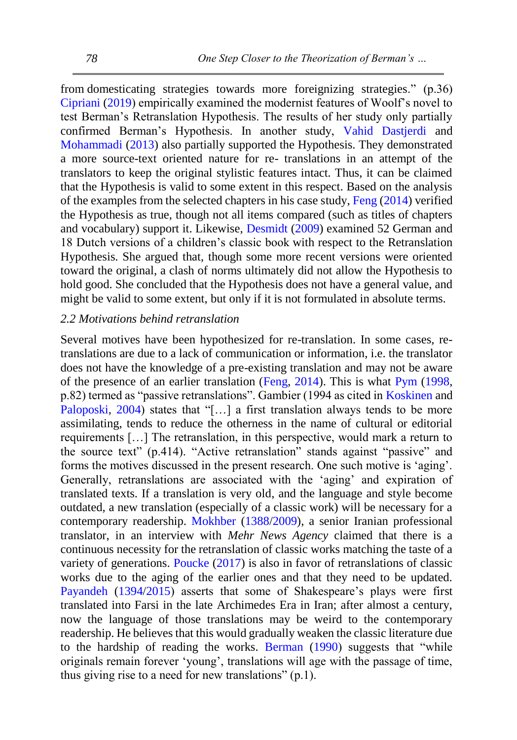from domesticating strategies towards more foreignizing strategies." (p.36) Cipriani (2019) empirically examined the modernist features of Woolf's novel to test Berman's Retranslation Hypothesis. The results of her study only partially confirmed Berman's Hypothesis. In another study, Vahid Dastjerdi and Mohammadi (2013) also partially supported the Hypothesis. They demonstrated a more source-text oriented nature for re- translations in an attempt of the translators to keep the original stylistic features intact. Thus, it can be claimed that the Hypothesis is valid to some extent in this respect. Based on the analysis of the examples from the selected chapters in his case study, Feng (2014) verified the Hypothesis as true, though not all items compared (such as titles of chapters and vocabulary) support it. Likewise, Desmidt (2009) examined 52 German and 18 Dutch versions of a children's classic book with respect to the Retranslation Hypothesis. She argued that, though some more recent versions were oriented toward the original, a clash of norms ultimately did not allow the Hypothesis to hold good. She concluded that the Hypothesis does not have a general value, and might be valid to some extent, but only if it is not formulated in absolute terms.

### *2.2 Motivations behind retranslation*

Several motives have been hypothesized for re-translation. In some cases, re-translations are due to a lack of communication or information, i.e. the translator does not have the knowledge of a pre-existing translation and may not be aware of the presence of an earlier translation (Feng, 2014). This is what Pym (1998, p.82) termed as "passive retranslations". Gambier (1994 as cited in Koskinen and Paloposki, 2004) states that "[…] a first translation always tends to be more assimilating, tends to reduce the otherness in the name of cultural or editorial requirements […] The retranslation, in this perspective, would mark a return to the source text" (p.414). "Active retranslation" stands against "passive" and forms the motives discussed in the present research. One such motive is 'aging'. Generally, retranslations are associated with the 'aging' and expiration of translated texts. If a translation is very old, and the language and style become outdated, a new translation (especially of a classic work) will be necessary for a contemporary readership. Mokhber (1388/2009), a senior Iranian professional translator, in an interview with *Mehr News Agency* claimed that there is a continuous necessity for the retranslation of classic works matching the taste of a variety of generations. Poucke (2017) is also in favor of retranslations of classic works due to the aging of the earlier ones and that they need to be updated. Payandeh (1394/2015) asserts that some of Shakespeare's plays were first translated into Farsi in the late Archimedes Era in Iran; after almost a century, now the language of those translations may be weird to the contemporary readership. He believes that this would gradually weaken the classic literature due to the hardship of reading the works. Berman (1990) suggests that "while originals remain forever 'young', translations will age with the passage of time, thus giving rise to a need for new translations" (p.1).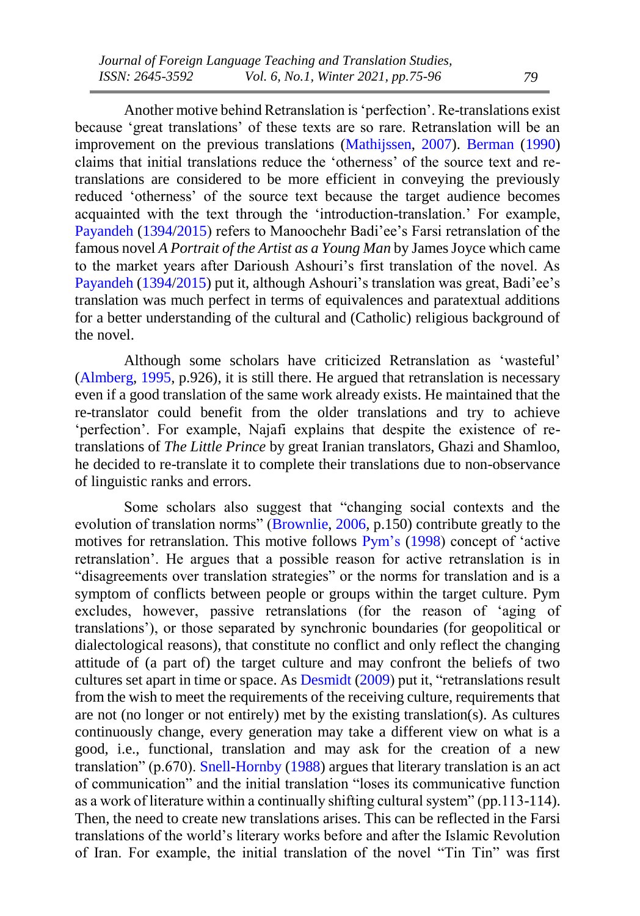Another motive behind Retranslation is 'perfection'. Re-translations exist because 'great translations' of these texts are so rare. Retranslation will be an improvement on the previous translations (Mathijssen, 2007). Berman (1990) claims that initial translations reduce the 'otherness' of the source text and re-translations are considered to be more efficient in conveying the previously reduced 'otherness' of the source text because the target audience becomes acquainted with the text through the 'introduction-translation.' For example, Payandeh (1394/2015) refers to Manoochehr Badi'ee's Farsi retranslation of the famous novel *A Portrait of the Artist as a Young Man* by James Joyce which came to the market years after Darioush Ashouri's first translation of the novel. As Payandeh (1394/2015) put it, although Ashouri's translation was great, Badi'ee's translation was much perfect in terms of equivalences and paratextual additions for a better understanding of the cultural and (Catholic) religious background of the novel.

Although some scholars have criticized Retranslation as 'wasteful' (Almberg, 1995, p.926), it is still there. He argued that retranslation is necessary even if a good translation of the same work already exists. He maintained that the re-translator could benefit from the older translations and try to achieve 'perfection'. For example, Najafi explains that despite the existence of re-translations of *The Little Prince* by great Iranian translators, Ghazi and Shamloo, he decided to re-translate it to complete their translations due to non-observance of linguistic ranks and errors.

Some scholars also suggest that "changing social contexts and the evolution of translation norms" (Brownlie, 2006, p.150) contribute greatly to the motives for retranslation. This motive follows Pym's (1998) concept of 'active retranslation'. He argues that a possible reason for active retranslation is in "disagreements over translation strategies" or the norms for translation and is a symptom of conflicts between people or groups within the target culture. Pym excludes, however, passive retranslations (for the reason of 'aging of translations'), or those separated by synchronic boundaries (for geopolitical or dialectological reasons), that constitute no conflict and only reflect the changing attitude of (a part of) the target culture and may confront the beliefs of two cultures set apart in time or space. As Desmidt (2009) put it, "retranslations result from the wish to meet the requirements of the receiving culture, requirements that are not (no longer or not entirely) met by the existing translation(s). As cultures continuously change, every generation may take a different view on what is a good, i.e., functional, translation and may ask for the creation of a new translation" (p.670). Snell-Hornby (1988) argues that literary translation is an act of communication" and the initial translation "loses its communicative function as a work of literature within a continually shifting cultural system" (pp.113-114). Then, the need to create new translations arises. This can be reflected in the Farsi translations of the world's literary works before and after the Islamic Revolution of Iran. For example, the initial translation of the novel "Tin Tin" was first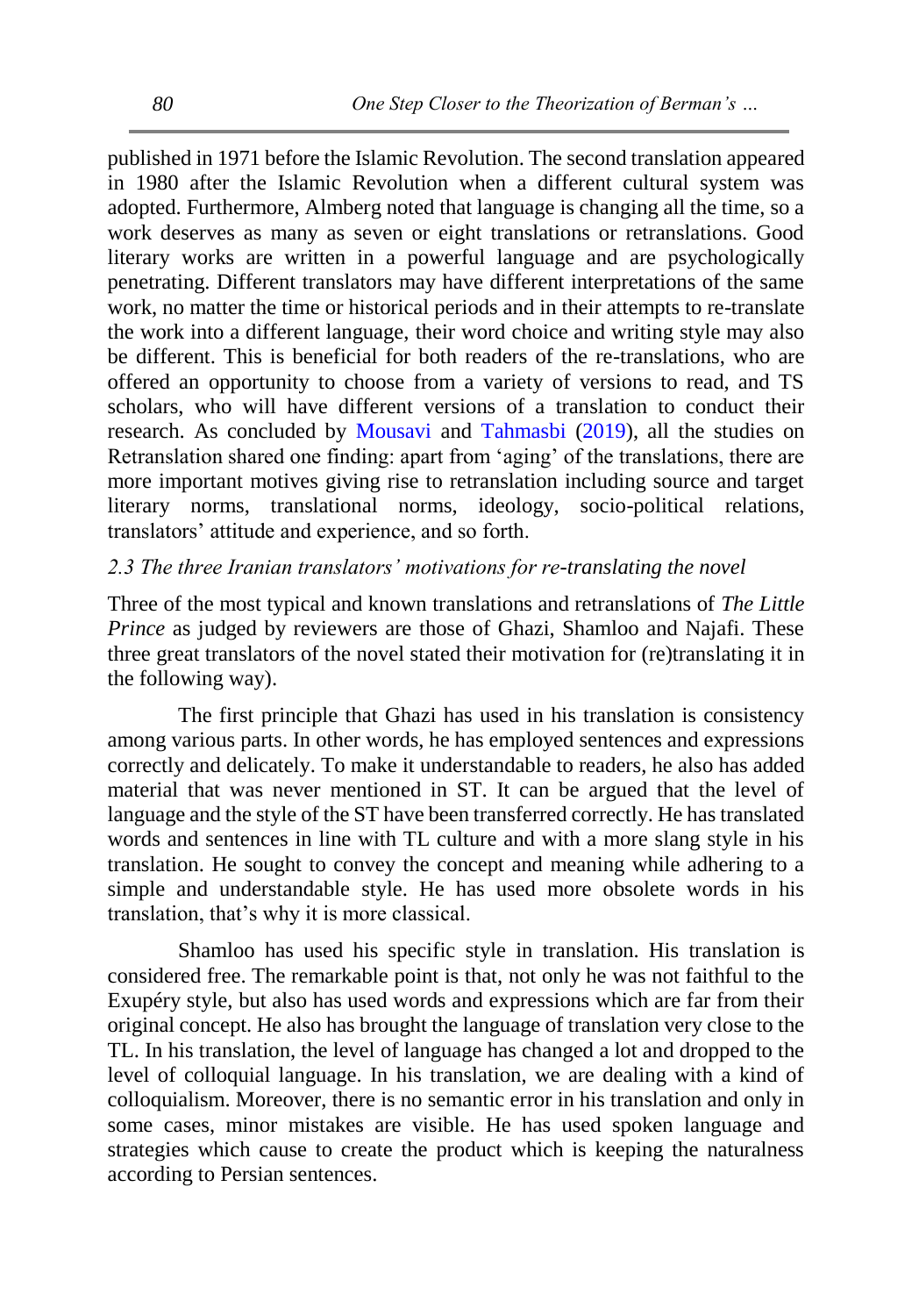published in 1971 before the Islamic Revolution. The second translation appeared in 1980 after the Islamic Revolution when a different cultural system was adopted. Furthermore, Almberg noted that language is changing all the time, so a work deserves as many as seven or eight translations or retranslations. Good literary works are written in a powerful language and are psychologically penetrating. Different translators may have different interpretations of the same work, no matter the time or historical periods and in their attempts to re-translate the work into a different language, their word choice and writing style may also be different. This is beneficial for both readers of the re-translations, who are offered an opportunity to choose from a variety of versions to read, and TS scholars, who will have different versions of a translation to conduct their research. As concluded by Mousavi and Tahmasbi (2019), all the studies on Retranslation shared one finding: apart from 'aging' of the translations, there are more important motives giving rise to retranslation including source and target literary norms, translational norms, ideology, socio-political relations, translators' attitude and experience, and so forth.

### *2.3 The three Iranian translators' motivations for re-translating the novel*

Three of the most typical and known translations and retranslations of *The Little Prince* as judged by reviewers are those of Ghazi, Shamloo and Najafi. These three great translators of the novel stated their motivation for (re)translating it in the following way).

The first principle that Ghazi has used in his translation is consistency among various parts. In other words, he has employed sentences and expressions correctly and delicately. To make it understandable to readers, he also has added material that was never mentioned in ST. It can be argued that the level of language and the style of the ST have been transferred correctly. He has translated words and sentences in line with TL culture and with a more slang style in his translation. He sought to convey the concept and meaning while adhering to a simple and understandable style. He has used more obsolete words in his translation, that's why it is more classical.

Shamloo has used his specific style in translation. His translation is considered free. The remarkable point is that, not only he was not faithful to the Exupéry style, but also has used words and expressions which are far from their original concept. He also has brought the language of translation very close to the TL. In his translation, the level of language has changed a lot and dropped to the level of colloquial language. In his translation, we are dealing with a kind of colloquialism. Moreover, there is no semantic error in his translation and only in some cases, minor mistakes are visible. He has used spoken language and strategies which cause to create the product which is keeping the naturalness according to Persian sentences.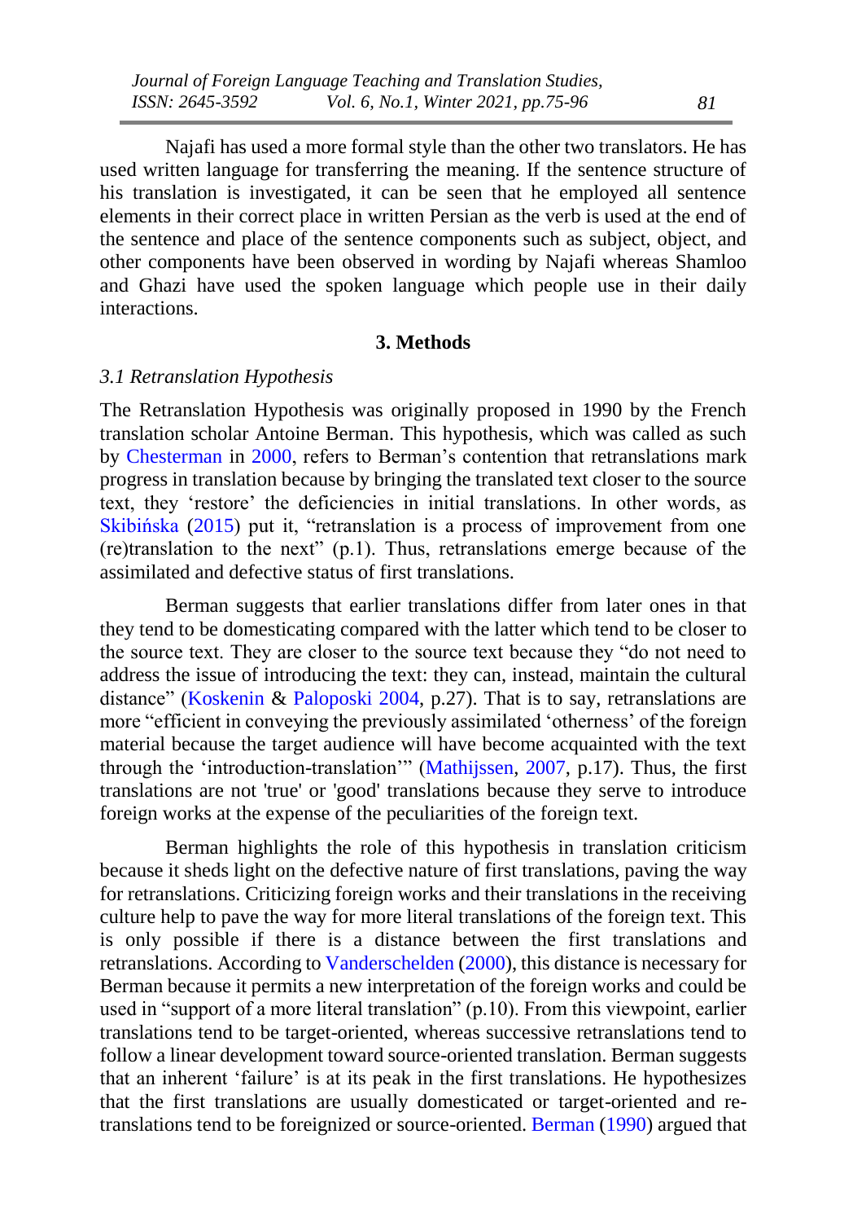Najafi has used a more formal style than the other two translators. He has used written language for transferring the meaning. If the sentence structure of his translation is investigated, it can be seen that he employed all sentence elements in their correct place in written Persian as the verb is used at the end of the sentence and place of the sentence components such as subject, object, and other components have been observed in wording by Najafi whereas Shamloo and Ghazi have used the spoken language which people use in their daily interactions.

## 3. Methods

### *3.1 Retranslation Hypothesis*

The Retranslation Hypothesis was originally proposed in 1990 by the French translation scholar Antoine Berman. This hypothesis, which was called as such by Chesterman in 2000, refers to Berman's contention that retranslations mark progress in translation because by bringing the translated text closer to the source text, they 'restore' the deficiencies in initial translations. In other words, as Skibińska (2015) put it, "retranslation is a process of improvement from one (re)translation to the next" (p.1). Thus, retranslations emerge because of the assimilated and defective status of first translations.

Berman suggests that earlier translations differ from later ones in that they tend to be domesticating compared with the latter which tend to be closer to the source text. They are closer to the source text because they "do not need to address the issue of introducing the text: they can, instead, maintain the cultural distance" (Koskenin & Paloposki 2004, p.27). That is to say, retranslations are more "efficient in conveying the previously assimilated 'otherness' of the foreign material because the target audience will have become acquainted with the text through the 'introduction-translation'" (Mathijssen, 2007, p.17). Thus, the first translations are not 'true' or 'good' translations because they serve to introduce foreign works at the expense of the peculiarities of the foreign text.

Berman highlights the role of this hypothesis in translation criticism because it sheds light on the defective nature of first translations, paving the way for retranslations. Criticizing foreign works and their translations in the receiving culture help to pave the way for more literal translations of the foreign text. This is only possible if there is a distance between the first translations and retranslations. According to Vanderschelden (2000), this distance is necessary for Berman because it permits a new interpretation of the foreign works and could be used in "support of a more literal translation" (p.10). From this viewpoint, earlier translations tend to be target-oriented, whereas successive retranslations tend to follow a linear development toward source-oriented translation. Berman suggests that an inherent 'failure' is at its peak in the first translations. He hypothesizes that the first translations are usually domesticated or target-oriented and re-translations tend to be foreignized or source-oriented. Berman (1990) argued that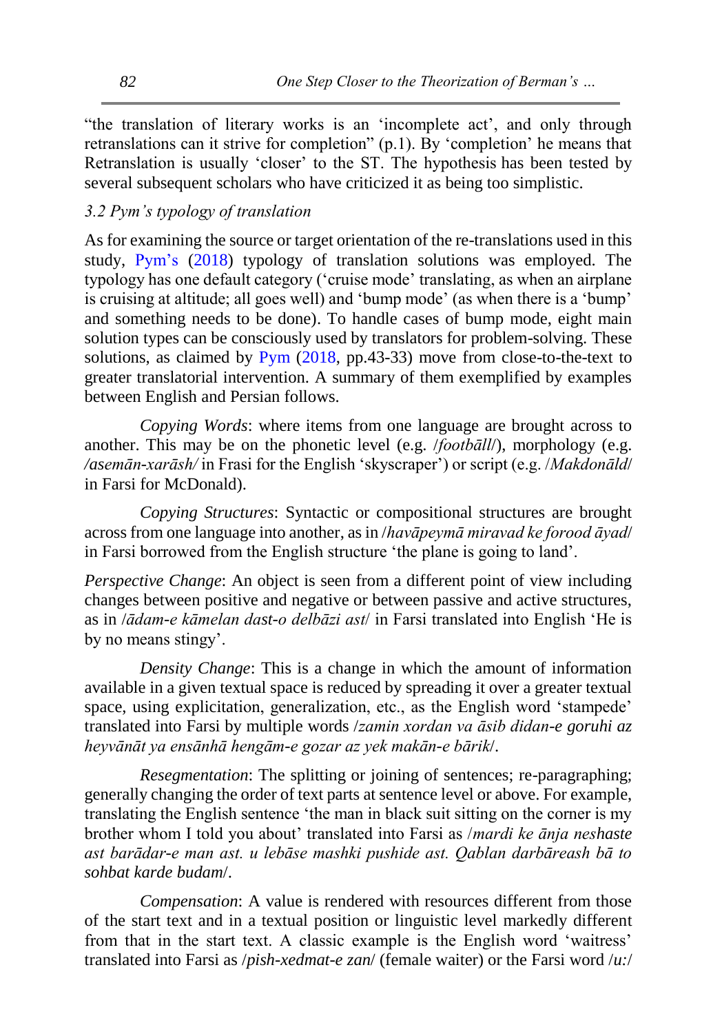"the translation of literary works is an 'incomplete act', and only through retranslations can it strive for completion" (p.1). By 'completion' he means that Retranslation is usually 'closer' to the ST. The hypothesis has been tested by several subsequent scholars who have criticized it as being too simplistic.

### *3.2 Pym's typology of translation*

As for examining the source or target orientation of the re-translations used in this study, Pym's (2018) typology of translation solutions was employed. The typology has one default category ('cruise mode' translating, as when an airplane is cruising at altitude; all goes well) and 'bump mode' (as when there is a 'bump' and something needs to be done). To handle cases of bump mode, eight main solution types can be consciously used by translators for problem-solving. These solutions, as claimed by Pym (2018, pp.43-33) move from close-to-the-text to greater translatorial intervention. A summary of them exemplified by examples between English and Persian follows.

*Copying Words*: where items from one language are brought across to another. This may be on the phonetic level (e.g. /*footbāll*/), morphology (e.g. */asemān-xarāsh/* in Frasi for the English 'skyscraper') or script (e.g. /*Makdonāld*/ in Farsi for McDonald).

*Copying Structures*: Syntactic or compositional structures are brought across from one language into another, as in /*havāpeymā miravad ke forood āyad*/ in Farsi borrowed from the English structure 'the plane is going to land'.

*Perspective Change*: An object is seen from a different point of view including changes between positive and negative or between passive and active structures, as in /*ādam-e kāmelan dast-o delbāzi ast*/ in Farsi translated into English 'He is by no means stingy'.

*Density Change*: This is a change in which the amount of information available in a given textual space is reduced by spreading it over a greater textual space, using explicitation, generalization, etc., as the English word 'stampede' translated into Farsi by multiple words /*zamin xordan va āsib didan-e goruhi az heyvānāt ya ensānhā hengām-e gozar az yek makān-e bārik*/.

*Resegmentation*: The splitting or joining of sentences; re-paragraphing; generally changing the order of text parts at sentence level or above. For example, translating the English sentence 'the man in black suit sitting on the corner is my brother whom I told you about' translated into Farsi as /*mardi ke ānja neshaste ast barādar-e man ast. u lebāse mashki pushide ast. Qablan darbāreash bā to sohbat karde budam*/.

*Compensation*: A value is rendered with resources different from those of the start text and in a textual position or linguistic level markedly different from that in the start text. A classic example is the English word 'waitress' translated into Farsi as /*pish-xedmat-e zan*/ (female waiter) or the Farsi word /*u:*/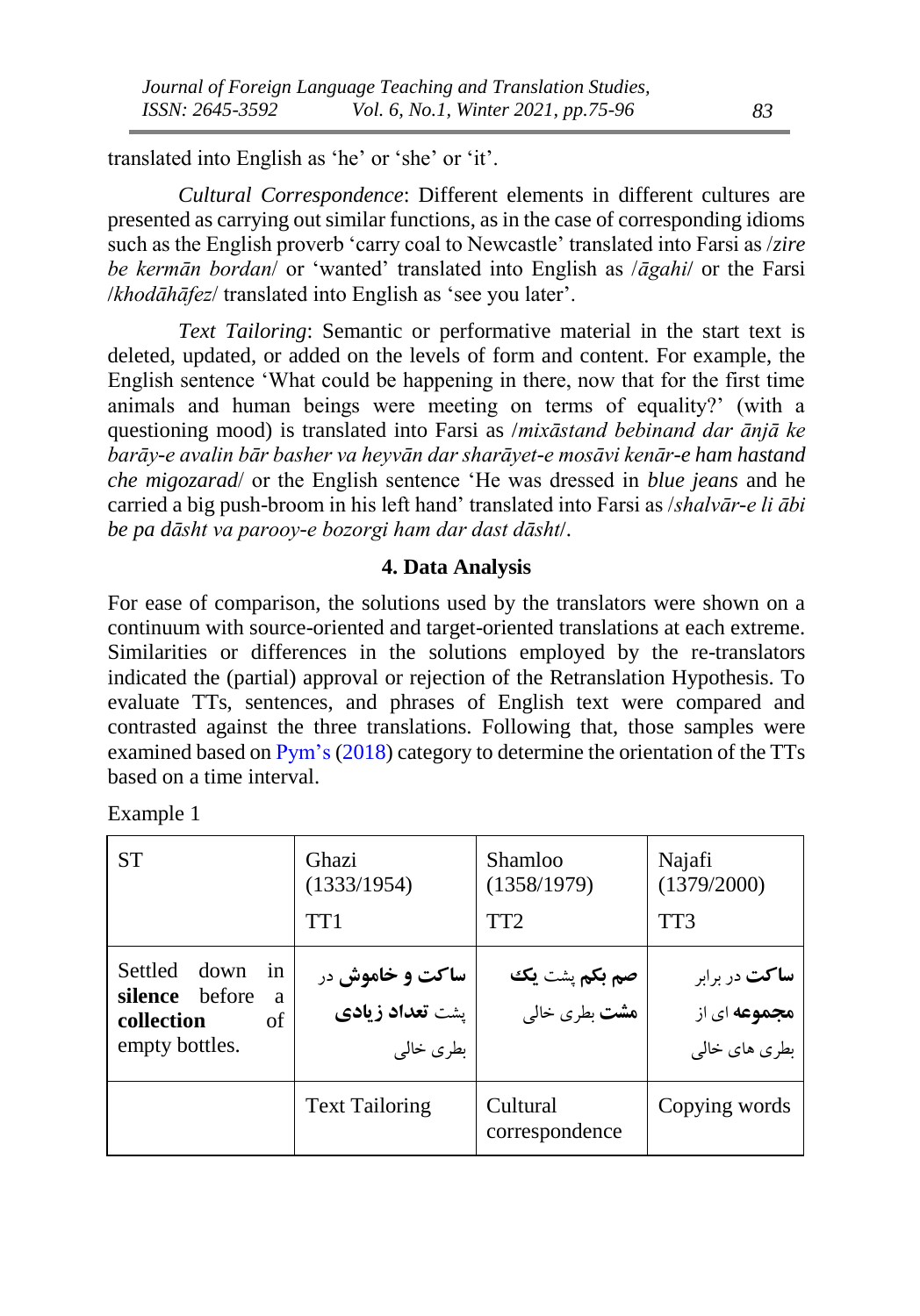translated into English as 'he' or 'she' or 'it'.

*Cultural Correspondence*: Different elements in different cultures are presented as carrying out similar functions, as in the case of corresponding idioms such as the English proverb 'carry coal to Newcastle' translated into Farsi as /*zire be kermān bordan*/ or 'wanted' translated into English as /*āgahi*/ or the Farsi /*khodāhāfez*/ translated into English as 'see you later'.

*Text Tailoring*: Semantic or performative material in the start text is deleted, updated, or added on the levels of form and content. For example, the English sentence 'What could be happening in there, now that for the first time animals and human beings were meeting on terms of equality?' (with a questioning mood) is translated into Farsi as /*mixāstand bebinand dar ānjā ke barāy-e avalin bār basher va heyvān dar sharāyet-e mosāvi kenār-e ham hastand che migozarad*/ or the English sentence 'He was dressed in *blue jeans* and he carried a big push-broom in his left hand' translated into Farsi as /*shalvār-e li ābi be pa dāsht va parooy-e bozorgi ham dar dast dāsht*/.

### 4. Data Analysis

For ease of comparison, the solutions used by the translators were shown on a continuum with source-oriented and target-oriented translations at each extreme. Similarities or differences in the solutions employed by the re-translators indicated the (partial) approval or rejection of the Retranslation Hypothesis. To evaluate TTs, sentences, and phrases of English text were compared and contrasted against the three translations. Following that, those samples were examined based on Pym's (2018) category to determine the orientation of the TTs based on a time interval.

Example 1

| ST | Ghazi (1333/1954) TT1 | Shamloo (1358/1979) TT2 | Najafi (1379/2000) TT3 |
|---|---|---|---|
| Settled down in **silence** before a **collection** of empty bottles. | **ساکت و خاموش** در پشت **تعداد زیادی** بطری خالی | **صم بکم** پشت **یک مشت** بطری خالی | **ساکت** در برابر **مجموعه** ای از بطری های خالی |
| | Text Tailoring | Cultural correspondence | Copying words |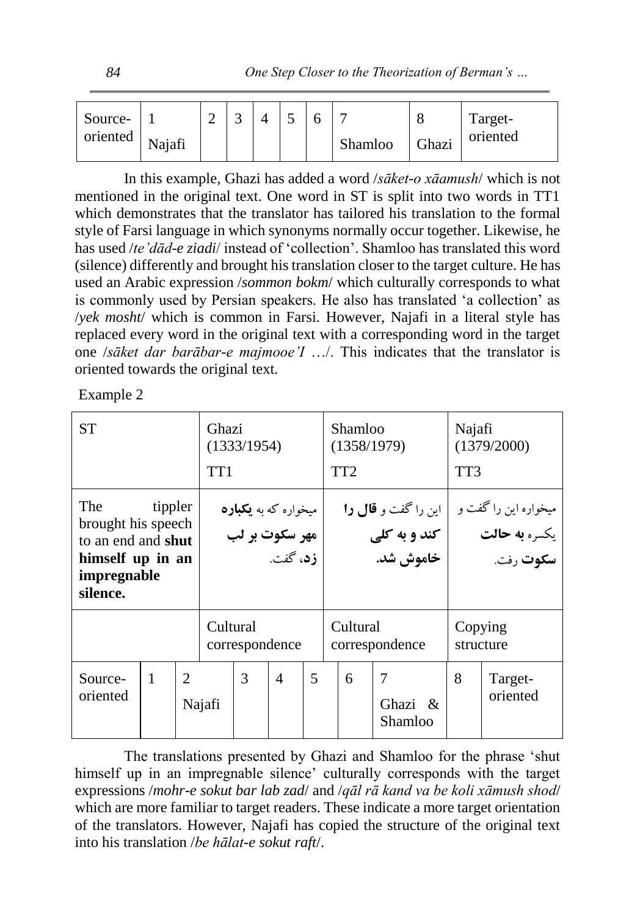| Source-oriented | 1 | 2 | 3 | 4 | 5 | 6 | 7 | 8 | Target-oriented |
|---|---|---|---|---|---|---|---|---|---|
| | Najafi | | | | | | Shamloo | Ghazi | |

In this example, Ghazi has added a word /*sāket-o xāamush*/ which is not mentioned in the original text. One word in ST is split into two words in TT1 which demonstrates that the translator has tailored his translation to the formal style of Farsi language in which synonyms normally occur together. Likewise, he has used /*te'dād-e ziadi*/ instead of 'collection'. Shamloo has translated this word (silence) differently and brought his translation closer to the target culture. He has used an Arabic expression /*sommon bokm*/ which culturally corresponds to what is commonly used by Persian speakers. He also has translated 'a collection' as /*yek mosht*/ which is common in Farsi. However, Najafi in a literal style has replaced every word in the original text with a corresponding word in the target one /*sāket dar barābar-e majmooe'I* …/. This indicates that the translator is oriented towards the original text.

Example 2

| ST | Ghazi (1333/1954) TT1 | Shamloo (1358/1979) TT2 | Najafi (1379/2000) TT3 |
|---|---|---|---|
| The tippler brought his speech to an end and **shut himself up in an impregnable silence.** | میخواره که به **یکباره مهر سکوت بر لب زد**، گفت. | این را گفت و **قال را کند و به کلی خاموش شد.** | میخواره این را گفت و یکسره **به حالت سکوت** رفت. |
| | Cultural correspondence | Cultural correspondence | Copying structure |

| Source-oriented | 1 | 2 | 3 | 4 | 5 | 6 | 7 | 8 | Target-oriented |
|---|---|---|---|---|---|---|---|---|---|
| | | Najafi | | | | | Ghazi & Shamloo | | |

The translations presented by Ghazi and Shamloo for the phrase 'shut himself up in an impregnable silence' culturally corresponds with the target expressions /*mohr-e sokut bar lab zad*/ and /*qāl rā kand va be koli xāmush shod*/ which are more familiar to target readers. These indicate a more target orientation of the translators. However, Najafi has copied the structure of the original text into his translation /*be hālat-e sokut raft*/.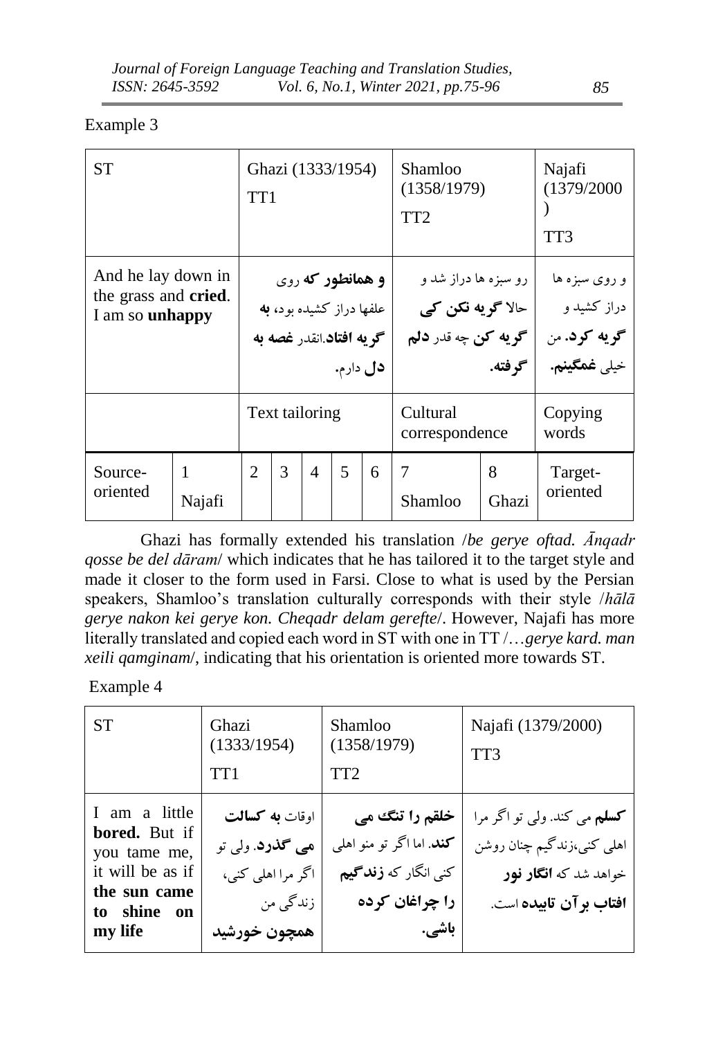Example 3

| ST | | Ghazi (1333/1954) TT1 | | | | | Shamloo (1358/1979) TT2 | | Najafi (1379/2000) TT3 |
|---|---|---|---|---|---|---|---|---|---|
| And he lay down in the grass and **cried**. I am so **unhappy** | | **و همانطور که** روی علفها دراز کشیده بود، **به گریه افتاد**.انقدر **غصه به دل** دارم. | | | | | رو سبزه ها دراز شد و حالا **گریه نکن کی گریه کن** چه قدر **دلم گرفته**. | | و روی سبزه ها دراز کشید و **گریه کرد**. من خیلی **غمگینم**. |
| | | Text tailoring | | | | | Cultural correspondence | | Copying words |
| Source-oriented | 1 Najafi | 2 | 3 | 4 | 5 | 6 | 7 Shamloo | 8 Ghazi | Target-oriented |

Ghazi has formally extended his translation /*be gerye oftad. Ānqadr qosse be del dāram*/ which indicates that he has tailored it to the target style and made it closer to the form used in Farsi. Close to what is used by the Persian speakers, Shamloo's translation culturally corresponds with their style /*hālā gerye nakon kei gerye kon. Cheqadr delam gerefte*/. However, Najafi has more literally translated and copied each word in ST with one in TT /…*gerye kard. man xeili qamginam*/, indicating that his orientation is oriented more towards ST.

Example 4

| ST | Ghazi (1333/1954) TT1 | Shamloo (1358/1979) TT2 | Najafi (1379/2000) TT3 |
|---|---|---|---|
| I am a little **bored.** But if you tame me, it will be as if **the sun came to shine on my life** | اوقات **به کسالت می گذرد**. ولی تو اگر مرا اهلی کنی، زندگی من **همچون خورشید** | **خلقم را تنگ می کند**. اما اگر تو منو اهلی کنی انگار که **زندگیم را چراغان کرده باشی**. | **کسلم** می کند. ولی تو اگر مرا اهلی کنی،زندگیم چنان روشن خواهد شد که **انگار نور افتاب برآن تابیده** است. |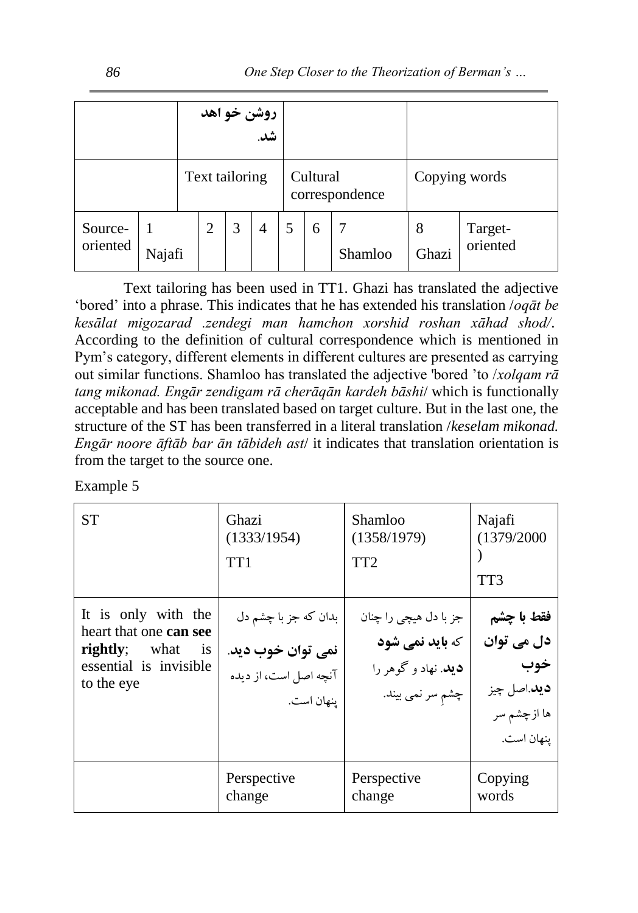| | | | | | | | | | |
|---|---|---|---|---|---|---|---|---|---|
| | | روشن خواهد شد. | | | | | | | |
| | | Text tailoring | | | Cultural correspondence | | | Copying words | |
| Source-oriented | 1 Najafi | 2 | 3 | 4 | 5 | 6 | 7 Shamloo | 8 Ghazi | Target-oriented |

Text tailoring has been used in TT1. Ghazi has translated the adjective 'bored' into a phrase. This indicates that he has extended his translation /*oqāt be kesālat migozarad .zendegi man hamchon xorshid roshan xāhad shod/*. According to the definition of cultural correspondence which is mentioned in Pym's category, different elements in different cultures are presented as carrying out similar functions. Shamloo has translated the adjective 'bored 'to /*xolqam rā tang mikonad. Engār zendigam rā cherāqān kardeh bāshi*/ which is functionally acceptable and has been translated based on target culture. But in the last one, the structure of the ST has been transferred in a literal translation /*keselam mikonad. Engār noore āftāb bar ān tābideh ast*/ it indicates that translation orientation is from the target to the source one.

Example 5

| ST | Ghazi (1333/1954) TT1 | Shamloo (1358/1979) TT2 | Najafi (1379/2000) TT3 |
|---|---|---|---|
| It is only with the heart that one **can see rightly**; what is essential is invisible to the eye | بدان که جز با چشم دل **نمی توان خوب دید**. آنچه اصل است، از دیده پنهان است. | جز با دل هیچی را چنان که **باید نمی شود دید**. نهاد و گوهر را چشمِ سر نمی بیند. | **فقط با چشم دل می توان خوب دید**.اصل چیز ها ازچشم سر پنهان است. |
| | Perspective change | Perspective change | Copying words |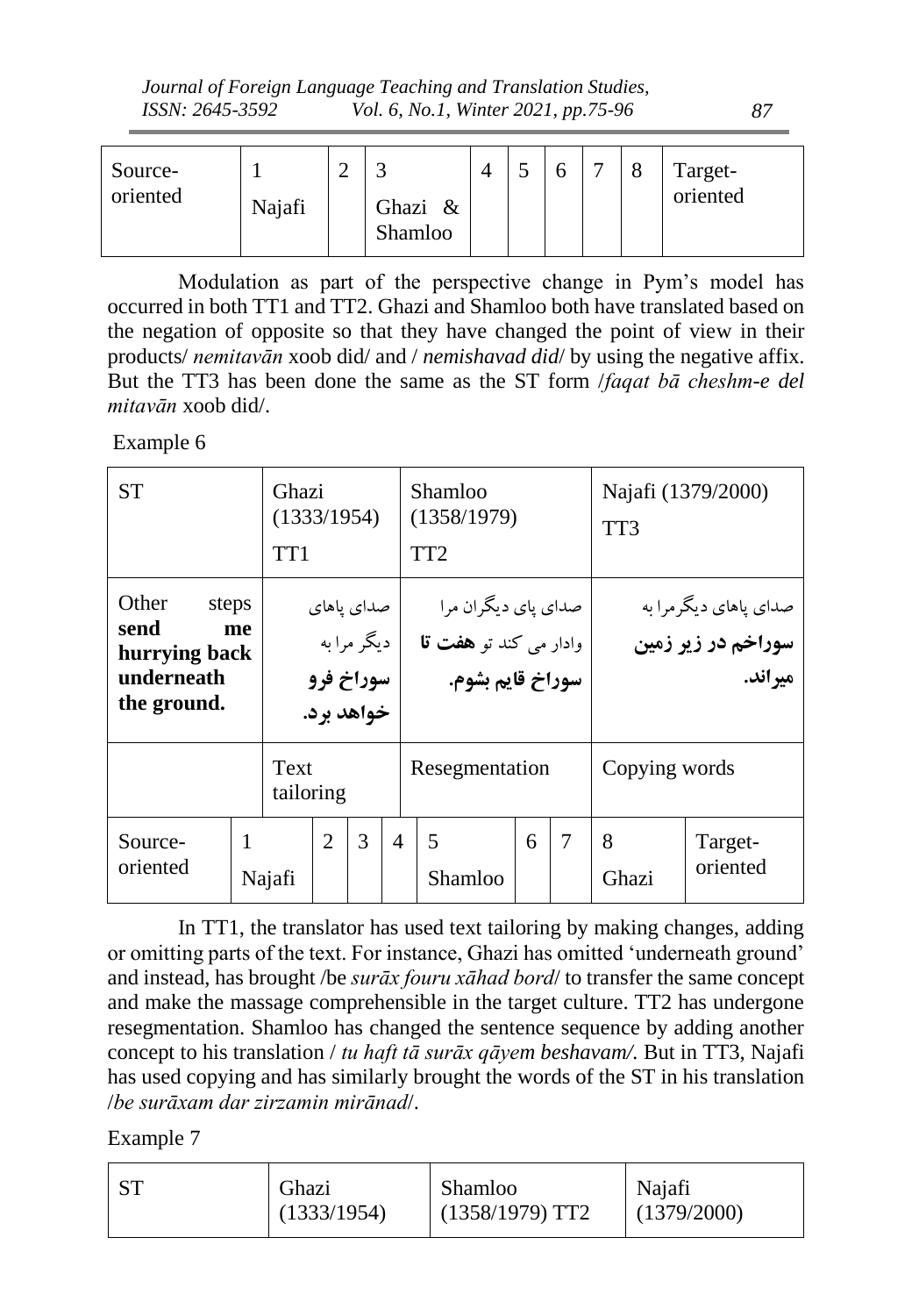| Source-oriented | 1 Najafi | 2 | 3 Ghazi & Shamloo | 4 | 5 | 6 | 7 | 8 | Target-oriented |
|---|---|---|---|---|---|---|---|---|---|

Modulation as part of the perspective change in Pym's model has occurred in both TT1 and TT2. Ghazi and Shamloo both have translated based on the negation of opposite so that they have changed the point of view in their products/ *nemitavān* xoob did/ and / *nemishavad did*/ by using the negative affix. But the TT3 has been done the same as the ST form /*faqat bā cheshm-e del mitavān* xoob did/.

Example 6

| ST | Ghazi (1333/1954) TT1 | Shamloo (1358/1979) TT2 | Najafi (1379/2000) TT3 |
|---|---|---|---|
| Other steps **send me hurrying back underneath the ground.** | صدای پاهای دیگر مرا به **سوراخ فرو خواهد برد.** | صدای پای دیگران مرا وادار می کند تو **هفت تا سوراخ قایم بشوم.** | صدای پاهای دیگرمرا به **سوراخم در زیر زمین میراند.** |
| | Text tailoring | Resegmentation | Copying words |

| Source-oriented | 1 Najafi | 2 | 3 | 4 | 5 Shamloo | 6 | 7 | 8 Ghazi | Target-oriented |
|---|---|---|---|---|---|---|---|---|---|

In TT1, the translator has used text tailoring by making changes, adding or omitting parts of the text. For instance, Ghazi has omitted 'underneath ground' and instead, has brought /be *surāx fouru xāhad bord*/ to transfer the same concept and make the massage comprehensible in the target culture. TT2 has undergone resegmentation. Shamloo has changed the sentence sequence by adding another concept to his translation / *tu haft tā surāx qāyem beshavam/.* But in TT3, Najafi has used copying and has similarly brought the words of the ST in his translation /*be surāxam dar zirzamin mirānad*/.

Example 7

| ST | Ghazi (1333/1954) | Shamloo (1358/1979) TT2 | Najafi (1379/2000) |
|---|---|---|---|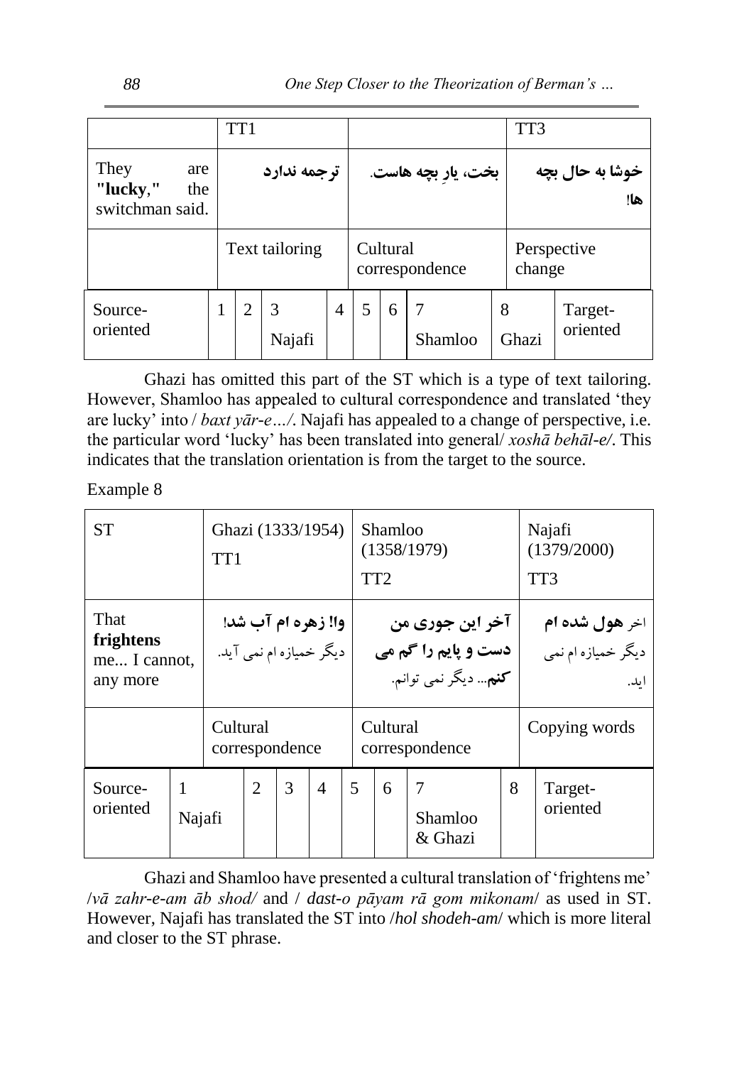| | TT1 | | TT3 |
|---|---|---|---|
| They are **"lucky,"** the switchman said. | ترجمه ندارد | بخت، یارِ بچه هاست. | خوشا به حال بچه ها! |
| | Text tailoring | Cultural correspondence | Perspective change |

| Source-oriented | 1 | 2 | 3 | 4 | 5 | 6 | 7 | 8 | Target-oriented |
|---|---|---|---|---|---|---|---|---|---|
| | | | Najafi | | | | Shamloo | Ghazi | |

Ghazi has omitted this part of the ST which is a type of text tailoring. However, Shamloo has appealed to cultural correspondence and translated 'they are lucky' into / *baxt yār-e…/*. Najafi has appealed to a change of perspective, i.e. the particular word 'lucky' has been translated into general/ *xoshā behāl-e/*. This indicates that the translation orientation is from the target to the source.

Example 8

| ST | Ghazi (1333/1954) TT1 | Shamloo (1358/1979) TT2 | Najafi (1379/2000) TT3 |
|---|---|---|---|
| That **frightens** me... I cannot, any more | **وا! زهره ام آب شد!** دیگر خمیازه ام نمی آید. | **آخر این جوری من دست و پایم را گم می کنم**... دیگر نمی توانم. | اخر **هول شده ام** دیگر خمیازه ام نمی اید. |
| | Cultural correspondence | Cultural correspondence | Copying words |

| Source-oriented | 1 | 2 | 3 | 4 | 5 | 6 | 7 | 8 | Target-oriented |
|---|---|---|---|---|---|---|---|---|---|
| | Najafi | | | | | | Shamloo & Ghazi | | |

Ghazi and Shamloo have presented a cultural translation of 'frightens me' /*vā zahr-e-am āb shod/* and / *dast-o pāyam rā gom mikonam*/ as used in ST. However, Najafi has translated the ST into /*hol shodeh-am*/ which is more literal and closer to the ST phrase.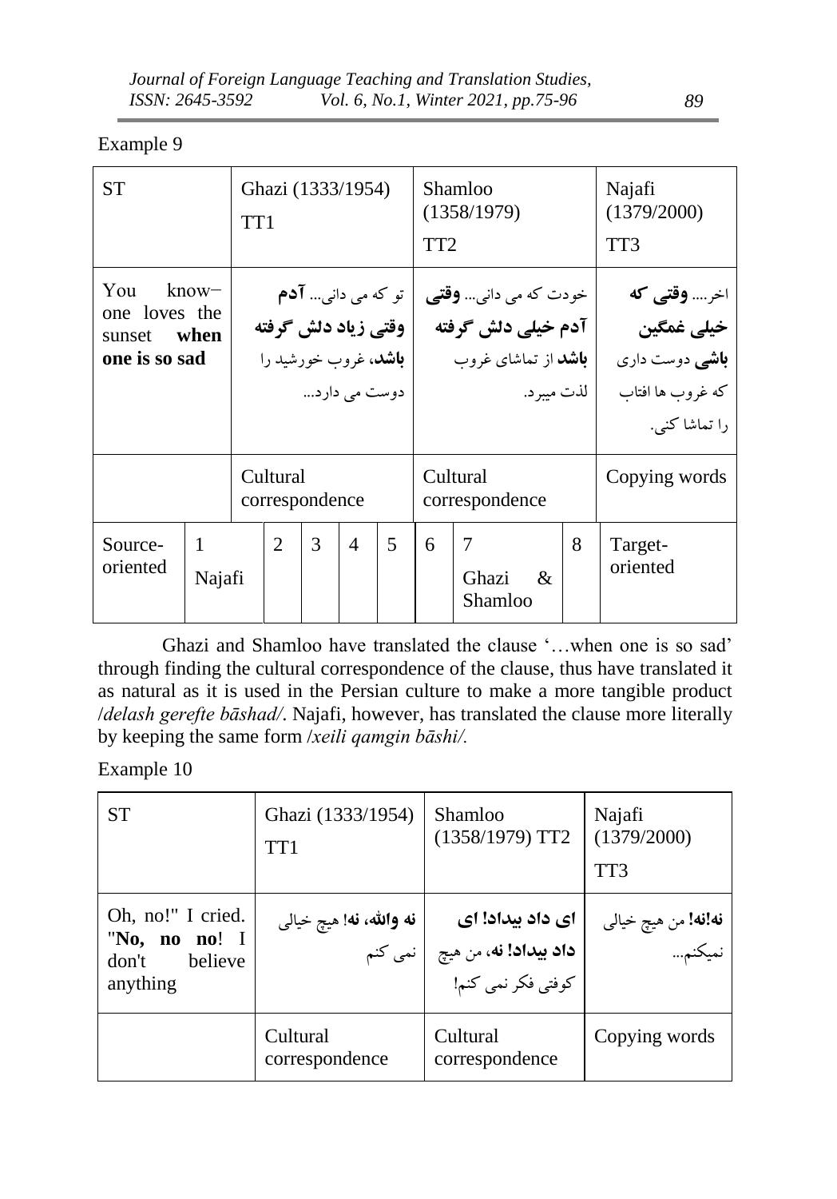Example 9

| ST | Ghazi (1333/1954) TT1 | Shamloo (1358/1979) TT2 | Najafi (1379/2000) TT3 |
|---|---|---|---|
| You know– one loves the sunset **when one is so sad** | تو که می دانی... **آدم وقتی زیاد دلش گرفته باشد**، غروب خورشید را دوست می دارد... | خودت که می دانی... **وقتی آدم خیلی دلش گرفته باشد** از تماشای غروب لذت میبرد. | اخر.... **وقتی که خیلی غمگین باشی** دوست داری که غروب ها افتاب را تماشا کنی. |
| | Cultural correspondence | Cultural correspondence | Copying words |

| Source-oriented | 1 Najafi | 2 | 3 | 4 | 5 | 6 | 7 Ghazi & Shamloo | 8 | Target-oriented |
|---|---|---|---|---|---|---|---|---|---|

Ghazi and Shamloo have translated the clause '…when one is so sad' through finding the cultural correspondence of the clause, thus have translated it as natural as it is used in the Persian culture to make a more tangible product /*delash gerefte bāshad/*. Najafi, however, has translated the clause more literally by keeping the same form /*xeili qamgin bāshi/.*

Example 10

| ST | Ghazi (1333/1954) TT1 | Shamloo (1358/1979) TT2 | Najafi (1379/2000) TT3 |
|---|---|---|---|
| Oh, no!" I cried. "**No, no no**! I don't believe anything | **نه والله، نه!** هیچ خیالی نمی کنم | **ای داد بیداد! ای داد بیداد! نه**، من هیچ کوفتی فکر نمی کنم! | **نه!نه!** من هیچ خیالی نمیکنم... |
| | Cultural correspondence | Cultural correspondence | Copying words |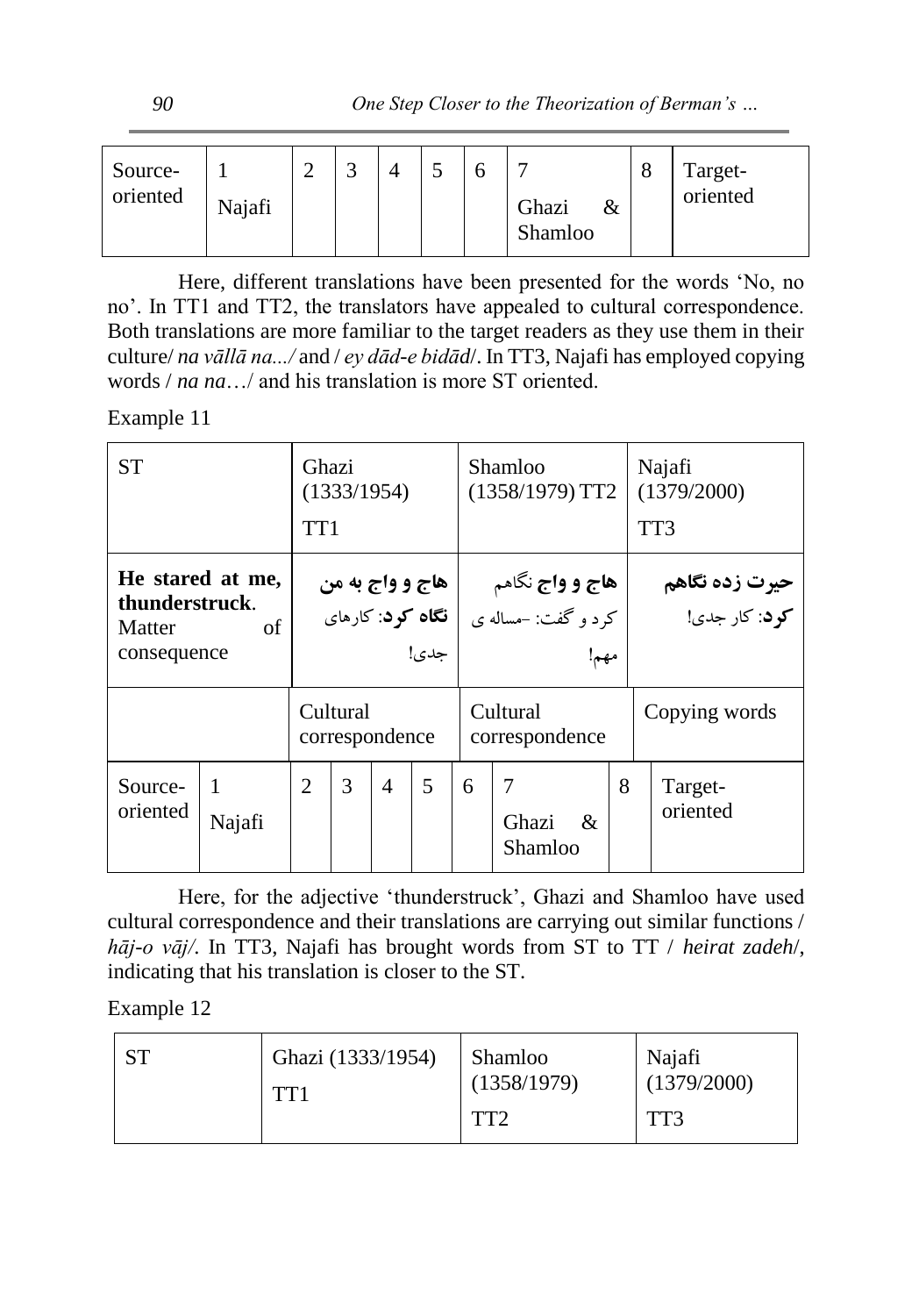| Source-oriented | 1 Najafi | 2 | 3 | 4 | 5 | 6 | 7 Ghazi & Shamloo | 8 | Target-oriented |
|---|---|---|---|---|---|---|---|---|---|

Here, different translations have been presented for the words 'No, no no'. In TT1 and TT2, the translators have appealed to cultural correspondence. Both translations are more familiar to the target readers as they use them in their culture/ *na vāllā na.../* and / *ey dād-e bidād*/. In TT3, Najafi has employed copying words / *na na*…/ and his translation is more ST oriented.

Example 11

| ST | Ghazi (1333/1954) TT1 | Shamloo (1358/1979) TT2 | Najafi (1379/2000) TT3 |
|---|---|---|---|
| **He stared at me, thunderstruck**. Matter of consequence | **هاج و واج به من نگاه کرد**: کارهای جدی! | **هاج و واج** نگاهم کرد و گفت: –مساله ی مهم! | **حیرت زده نگاهم کرد**: کار جدی! |
| | Cultural correspondence | Cultural correspondence | Copying words |

| Source-oriented | 1 Najafi | 2 | 3 | 4 | 5 | 6 | 7 Ghazi & Shamloo | 8 | Target-oriented |
|---|---|---|---|---|---|---|---|---|---|

Here, for the adjective 'thunderstruck', Ghazi and Shamloo have used cultural correspondence and their translations are carrying out similar functions / *hāj-o vāj/*. In TT3, Najafi has brought words from ST to TT / *heirat zadeh*/, indicating that his translation is closer to the ST.

Example 12

| ST | Ghazi (1333/1954) TT1 | Shamloo (1358/1979) TT2 | Najafi (1379/2000) TT3 |
|---|---|---|---|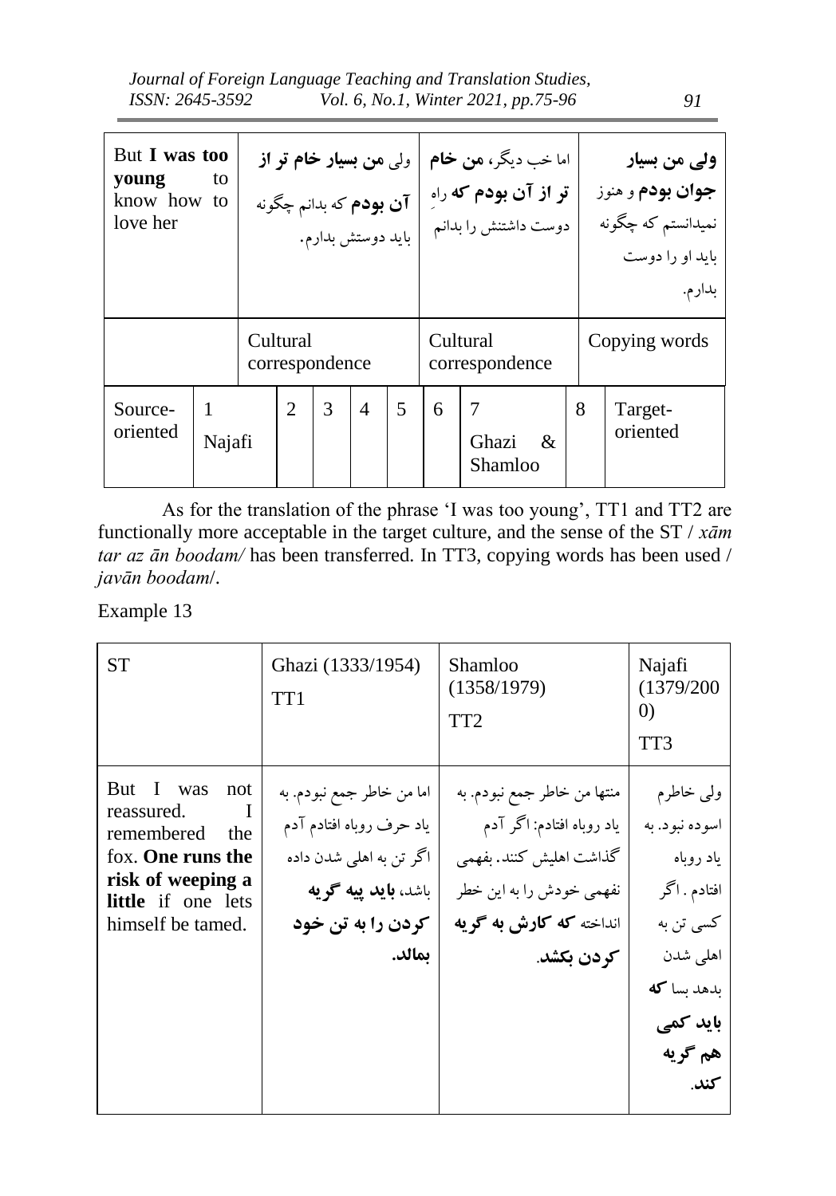| But **I was too young** to know how to love her | ولی **من بسیار خام تر از آن بودم** که بدانم چگونه باید دوستش بدارم. | اما خب دیگر، **من خام تر از آن بودم که** راهِ دوست داشتنش را بدانم | **ولی من بسیار جوان بودم** و هنوز نمیدانستم که چگونه باید او را دوست بدارم. |
|---|---|---|---|
| | Cultural correspondence | Cultural correspondence | Copying words |

| Source-oriented | 1 Najafi | 2 | 3 | 4 | 5 | 6 | 7 Ghazi & Shamloo | 8 | Target-oriented |
|---|---|---|---|---|---|---|---|---|---|

As for the translation of the phrase 'I was too young', TT1 and TT2 are functionally more acceptable in the target culture, and the sense of the ST */ xām tar az ān boodam/* has been transferred. In TT3, copying words has been used / *javān boodam*/.

Example 13

| ST | Ghazi (1333/1954) TT1 | Shamloo (1358/1979) TT2 | Najafi (1379/2000) TT3 |
|---|---|---|---|
| But I was not reassured. I remembered the fox. **One runs the risk of weeping a little** if one lets himself be tamed. | اما من خاطر جمع نبودم. به یاد حرف روباه افتادم آدم اگر تن به اهلی شدن داده باشد، **باید پیه گریه کردن را به تن خود بمالد.** | منتها من خاطر جمع نبودم. به یاد روباه افتادم: اگر آدم گذاشت اهلیش کنند. بفهمی نفهمی خودش را به این خطر انداخته **که کارش به گریه کردن بکشد.** | ولی خاطرم اسوده نبود. به یاد روباه افتادم . اگر کسی تن به اهلی شدن بدهد بسا **که باید کمی هم گریه کند.** |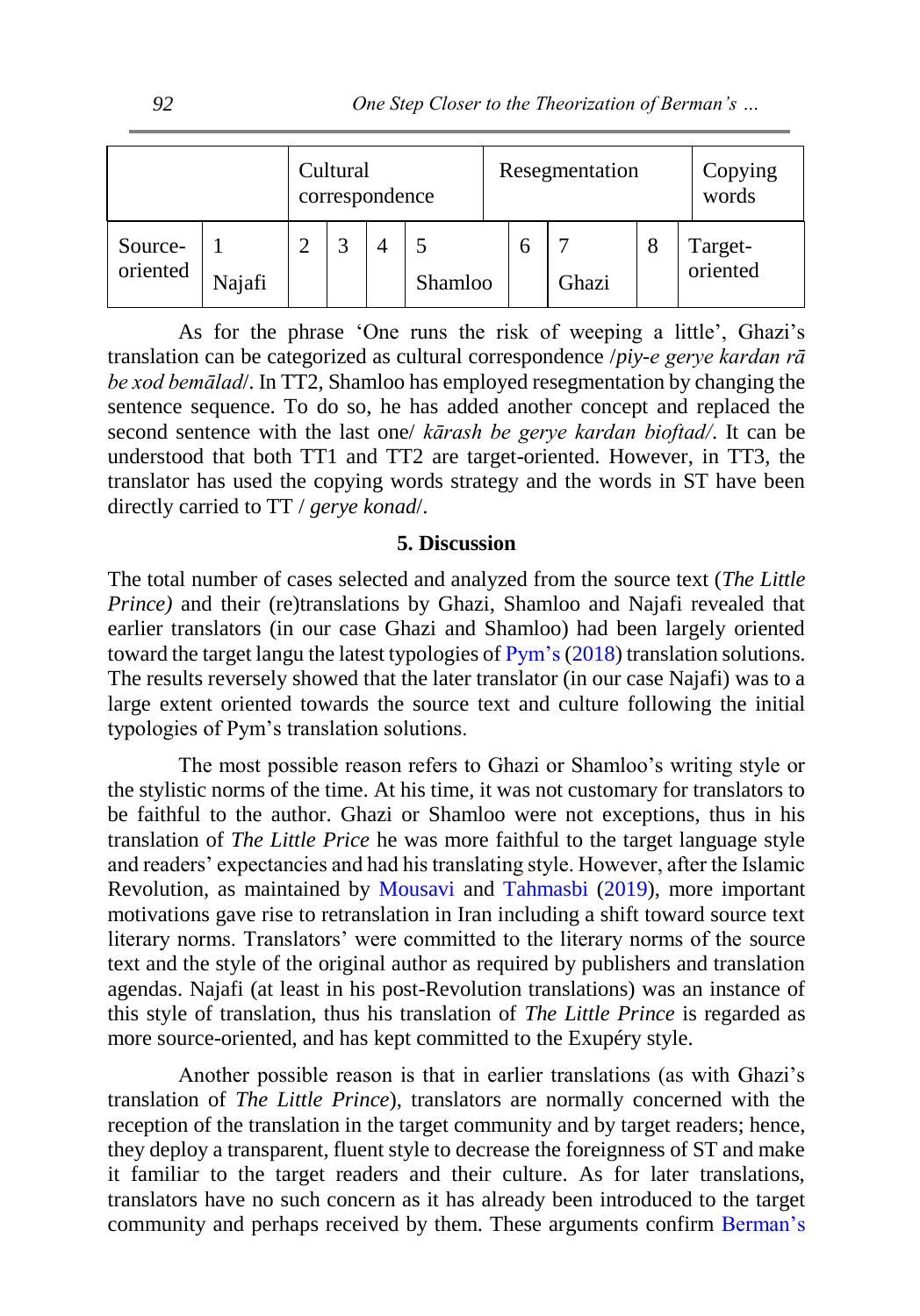| | | Cultural correspondence | | | Resegmentation | | | | Copying words |
|---|---|---|---|---|---|---|---|---|---|
| Source-oriented | 1 Najafi | 2 | 3 | 4 | 5 Shamloo | 6 | 7 Ghazi | 8 | Target-oriented |

As for the phrase 'One runs the risk of weeping a little', Ghazi's translation can be categorized as cultural correspondence /*piy-e gerye kardan rā be xod bemālad*/. In TT2, Shamloo has employed resegmentation by changing the sentence sequence. To do so, he has added another concept and replaced the second sentence with the last one/ *kārash be gerye kardan bioftad*/. It can be understood that both TT1 and TT2 are target-oriented. However, in TT3, the translator has used the copying words strategy and the words in ST have been directly carried to TT / *gerye konad*/.

## 5. Discussion

The total number of cases selected and analyzed from the source text (*The Little Prince)* and their (re)translations by Ghazi, Shamloo and Najafi revealed that earlier translators (in our case Ghazi and Shamloo) had been largely oriented toward the target langu the latest typologies of Pym's (2018) translation solutions. The results reversely showed that the later translator (in our case Najafi) was to a large extent oriented towards the source text and culture following the initial typologies of Pym's translation solutions.

The most possible reason refers to Ghazi or Shamloo's writing style or the stylistic norms of the time. At his time, it was not customary for translators to be faithful to the author. Ghazi or Shamloo were not exceptions, thus in his translation of *The Little Price* he was more faithful to the target language style and readers' expectancies and had his translating style. However, after the Islamic Revolution, as maintained by Mousavi and Tahmasbi (2019), more important motivations gave rise to retranslation in Iran including a shift toward source text literary norms. Translators' were committed to the literary norms of the source text and the style of the original author as required by publishers and translation agendas. Najafi (at least in his post-Revolution translations) was an instance of this style of translation, thus his translation of *The Little Prince* is regarded as more source-oriented, and has kept committed to the Exupéry style.

Another possible reason is that in earlier translations (as with Ghazi's translation of *The Little Prince*), translators are normally concerned with the reception of the translation in the target community and by target readers; hence, they deploy a transparent, fluent style to decrease the foreignness of ST and make it familiar to the target readers and their culture. As for later translations, translators have no such concern as it has already been introduced to the target community and perhaps received by them. These arguments confirm Berman's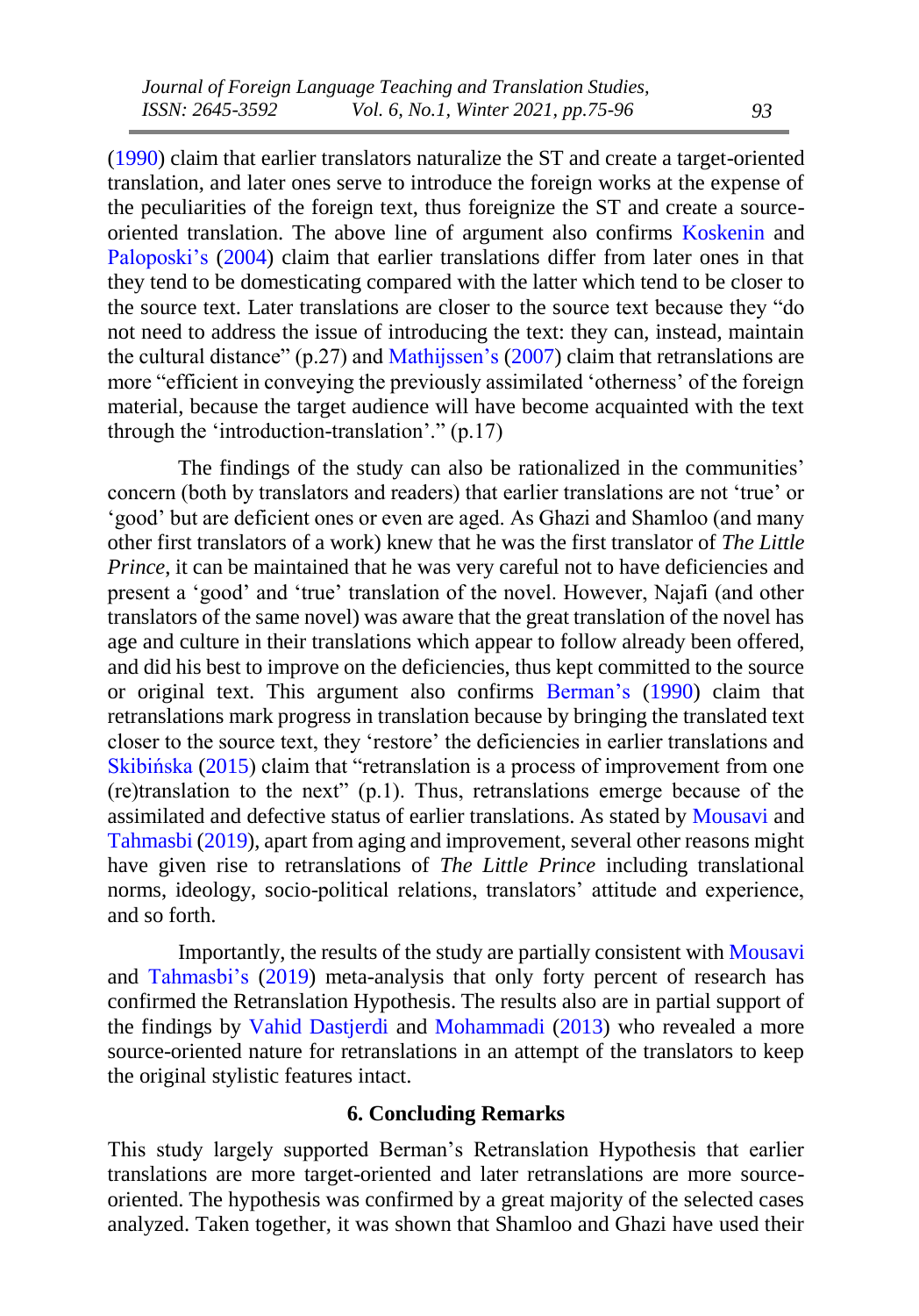(1990) claim that earlier translators naturalize the ST and create a target-oriented translation, and later ones serve to introduce the foreign works at the expense of the peculiarities of the foreign text, thus foreignize the ST and create a source-oriented translation. The above line of argument also confirms Koskenin and Paloposki's (2004) claim that earlier translations differ from later ones in that they tend to be domesticating compared with the latter which tend to be closer to the source text. Later translations are closer to the source text because they "do not need to address the issue of introducing the text: they can, instead, maintain the cultural distance" (p.27) and Mathijssen's (2007) claim that retranslations are more "efficient in conveying the previously assimilated 'otherness' of the foreign material, because the target audience will have become acquainted with the text through the 'introduction-translation'." (p.17)

The findings of the study can also be rationalized in the communities' concern (both by translators and readers) that earlier translations are not 'true' or 'good' but are deficient ones or even are aged. As Ghazi and Shamloo (and many other first translators of a work) knew that he was the first translator of *The Little Prince*, it can be maintained that he was very careful not to have deficiencies and present a 'good' and 'true' translation of the novel. However, Najafi (and other translators of the same novel) was aware that the great translation of the novel has age and culture in their translations which appear to follow already been offered, and did his best to improve on the deficiencies, thus kept committed to the source or original text. This argument also confirms Berman's (1990) claim that retranslations mark progress in translation because by bringing the translated text closer to the source text, they 'restore' the deficiencies in earlier translations and Skibińska (2015) claim that "retranslation is a process of improvement from one (re)translation to the next" (p.1). Thus, retranslations emerge because of the assimilated and defective status of earlier translations. As stated by Mousavi and Tahmasbi (2019), apart from aging and improvement, several other reasons might have given rise to retranslations of *The Little Prince* including translational norms, ideology, socio-political relations, translators' attitude and experience, and so forth.

Importantly, the results of the study are partially consistent with Mousavi and Tahmasbi's (2019) meta-analysis that only forty percent of research has confirmed the Retranslation Hypothesis. The results also are in partial support of the findings by Vahid Dastjerdi and Mohammadi (2013) who revealed a more source-oriented nature for retranslations in an attempt of the translators to keep the original stylistic features intact.

## 6. Concluding Remarks

This study largely supported Berman's Retranslation Hypothesis that earlier translations are more target-oriented and later retranslations are more source-oriented. The hypothesis was confirmed by a great majority of the selected cases analyzed. Taken together, it was shown that Shamloo and Ghazi have used their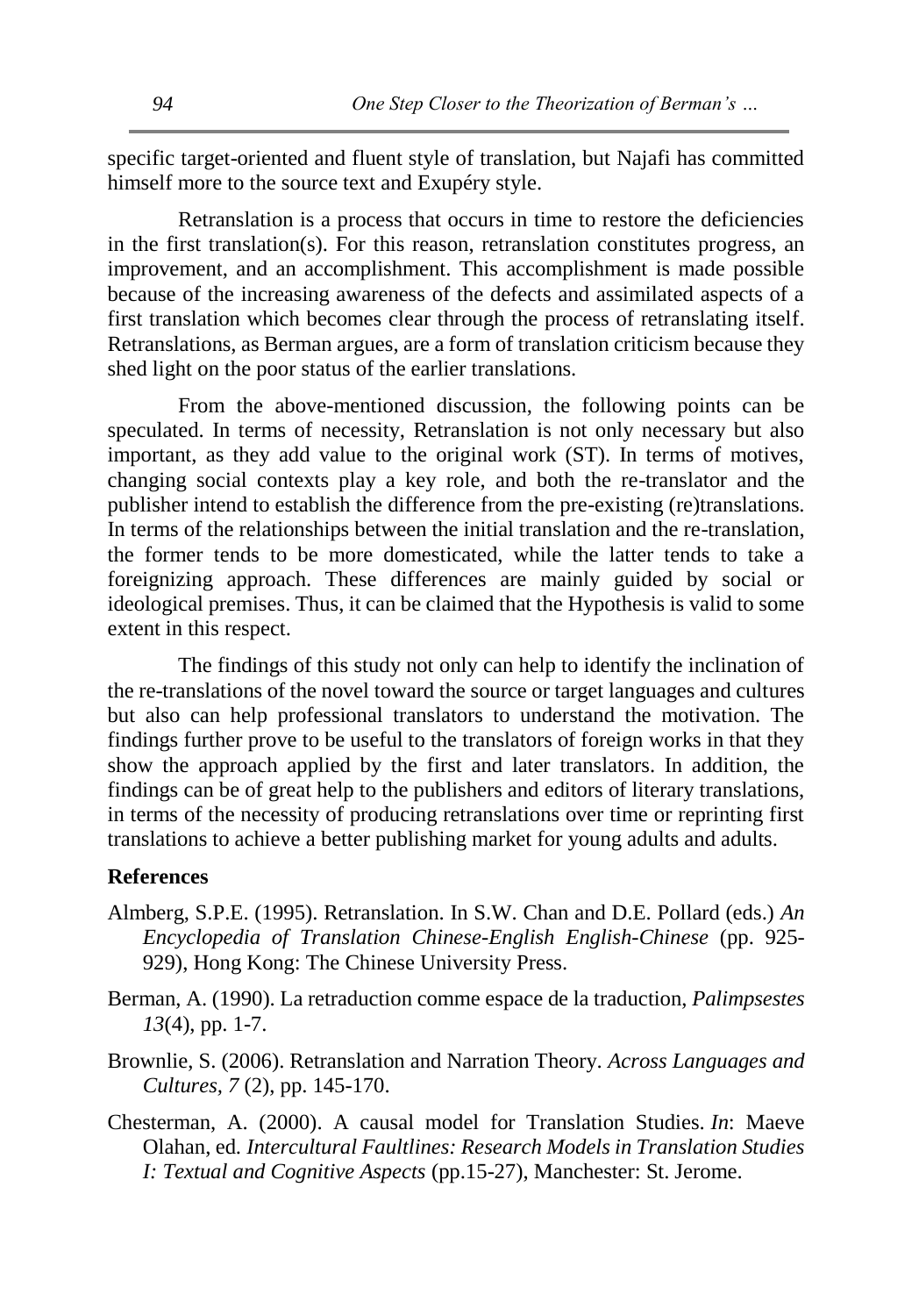specific target-oriented and fluent style of translation, but Najafi has committed himself more to the source text and Exupéry style.

Retranslation is a process that occurs in time to restore the deficiencies in the first translation(s). For this reason, retranslation constitutes progress, an improvement, and an accomplishment. This accomplishment is made possible because of the increasing awareness of the defects and assimilated aspects of a first translation which becomes clear through the process of retranslating itself. Retranslations, as Berman argues, are a form of translation criticism because they shed light on the poor status of the earlier translations.

From the above-mentioned discussion, the following points can be speculated. In terms of necessity, Retranslation is not only necessary but also important, as they add value to the original work (ST). In terms of motives, changing social contexts play a key role, and both the re-translator and the publisher intend to establish the difference from the pre-existing (re)translations. In terms of the relationships between the initial translation and the re-translation, the former tends to be more domesticated, while the latter tends to take a foreignizing approach. These differences are mainly guided by social or ideological premises. Thus, it can be claimed that the Hypothesis is valid to some extent in this respect.

The findings of this study not only can help to identify the inclination of the re-translations of the novel toward the source or target languages and cultures but also can help professional translators to understand the motivation. The findings further prove to be useful to the translators of foreign works in that they show the approach applied by the first and later translators. In addition, the findings can be of great help to the publishers and editors of literary translations, in terms of the necessity of producing retranslations over time or reprinting first translations to achieve a better publishing market for young adults and adults.

## References

Almberg, S.P.E. (1995). Retranslation. In S.W. Chan and D.E. Pollard (eds.) *An Encyclopedia of Translation Chinese-English English-Chinese* (pp. 925-929), Hong Kong: The Chinese University Press.

Berman, A. (1990). La retraduction comme espace de la traduction, *Palimpsestes 13*(4), pp. 1-7.

Brownlie, S. (2006). Retranslation and Narration Theory. *Across Languages and Cultures*, *7* (2), pp. 145-170.

Chesterman, A. (2000). A causal model for Translation Studies. *In*: Maeve Olahan, ed. *Intercultural Faultlines: Research Models in Translation Studies I: Textual and Cognitive Aspects* (pp.15-27), Manchester: St. Jerome.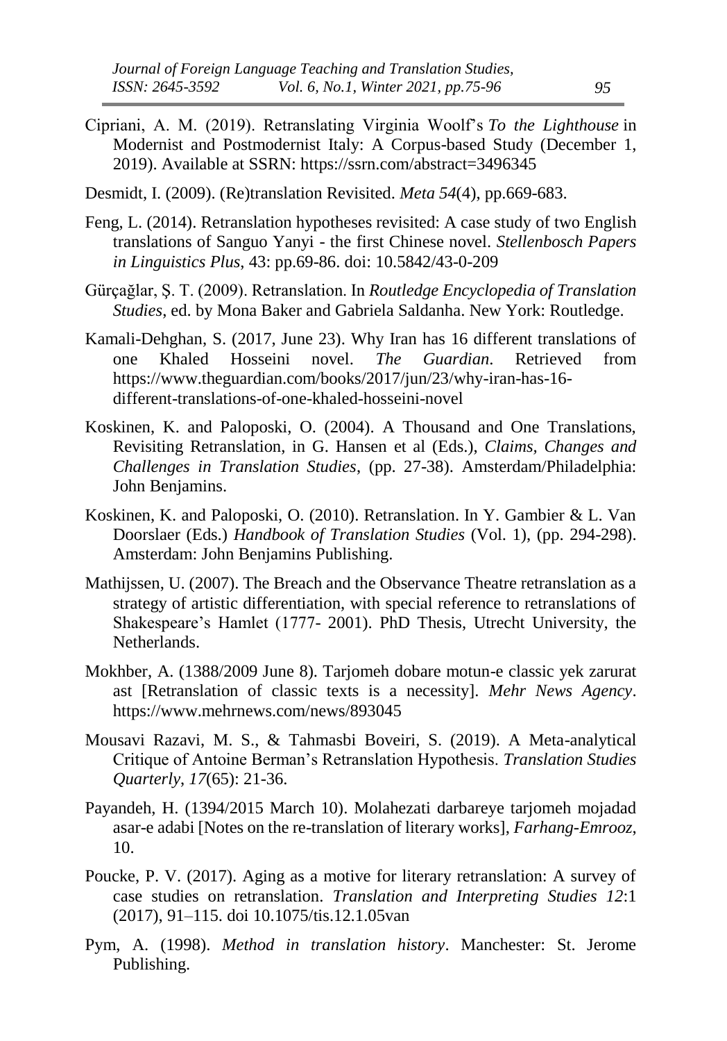Cipriani, A. M. (2019). Retranslating Virginia Woolf's *To the Lighthouse* in Modernist and Postmodernist Italy: A Corpus-based Study (December 1, 2019). Available at SSRN: https://ssrn.com/abstract=3496345

Desmidt, I. (2009). (Re)translation Revisited. *Meta 54*(4), pp.669-683.

Feng, L. (2014). Retranslation hypotheses revisited: A case study of two English translations of Sanguo Yanyi - the first Chinese novel. *Stellenbosch Papers in Linguistics Plus*, 43: pp.69-86. doi: 10.5842/43-0-209

Gürçağlar, Ş. T. (2009). Retranslation. In *Routledge Encyclopedia of Translation Studies*, ed. by Mona Baker and Gabriela Saldanha. New York: Routledge.

Kamali-Dehghan, S. (2017, June 23). Why Iran has 16 different translations of one Khaled Hosseini novel. *The Guardian*. Retrieved from https://www.theguardian.com/books/2017/jun/23/why-iran-has-16-different-translations-of-one-khaled-hosseini-novel

Koskinen, K. and Paloposki, O. (2004). A Thousand and One Translations, Revisiting Retranslation, in G. Hansen et al (Eds.), *Claims, Changes and Challenges in Translation Studies*, (pp. 27-38). Amsterdam/Philadelphia: John Benjamins.

Koskinen, K. and Paloposki, O. (2010). Retranslation. In Y. Gambier & L. Van Doorslaer (Eds.) *Handbook of Translation Studies* (Vol. 1), (pp. 294-298). Amsterdam: John Benjamins Publishing.

Mathijssen, U. (2007). The Breach and the Observance Theatre retranslation as a strategy of artistic differentiation, with special reference to retranslations of Shakespeare's Hamlet (1777- 2001). PhD Thesis, Utrecht University, the Netherlands.

Mokhber, A. (1388/2009 June 8). Tarjomeh dobare motun-e classic yek zarurat ast [Retranslation of classic texts is a necessity]. *Mehr News Agency*. https://www.mehrnews.com/news/893045

Mousavi Razavi, M. S., & Tahmasbi Boveiri, S. (2019). A Meta-analytical Critique of Antoine Berman's Retranslation Hypothesis. *Translation Studies Quarterly*, *17*(65): 21-36.

Payandeh, H. (1394/2015 March 10). Molahezati darbareye tarjomeh mojadad asar-e adabi [Notes on the re-translation of literary works], *Farhang-Emrooz*, 10.

Poucke, P. V. (2017). Aging as a motive for literary retranslation: A survey of case studies on retranslation. *Translation and Interpreting Studies 12*:1 (2017), 91–115. doi 10.1075/tis.12.1.05van

Pym, A. (1998). *Method in translation history*. Manchester: St. Jerome Publishing.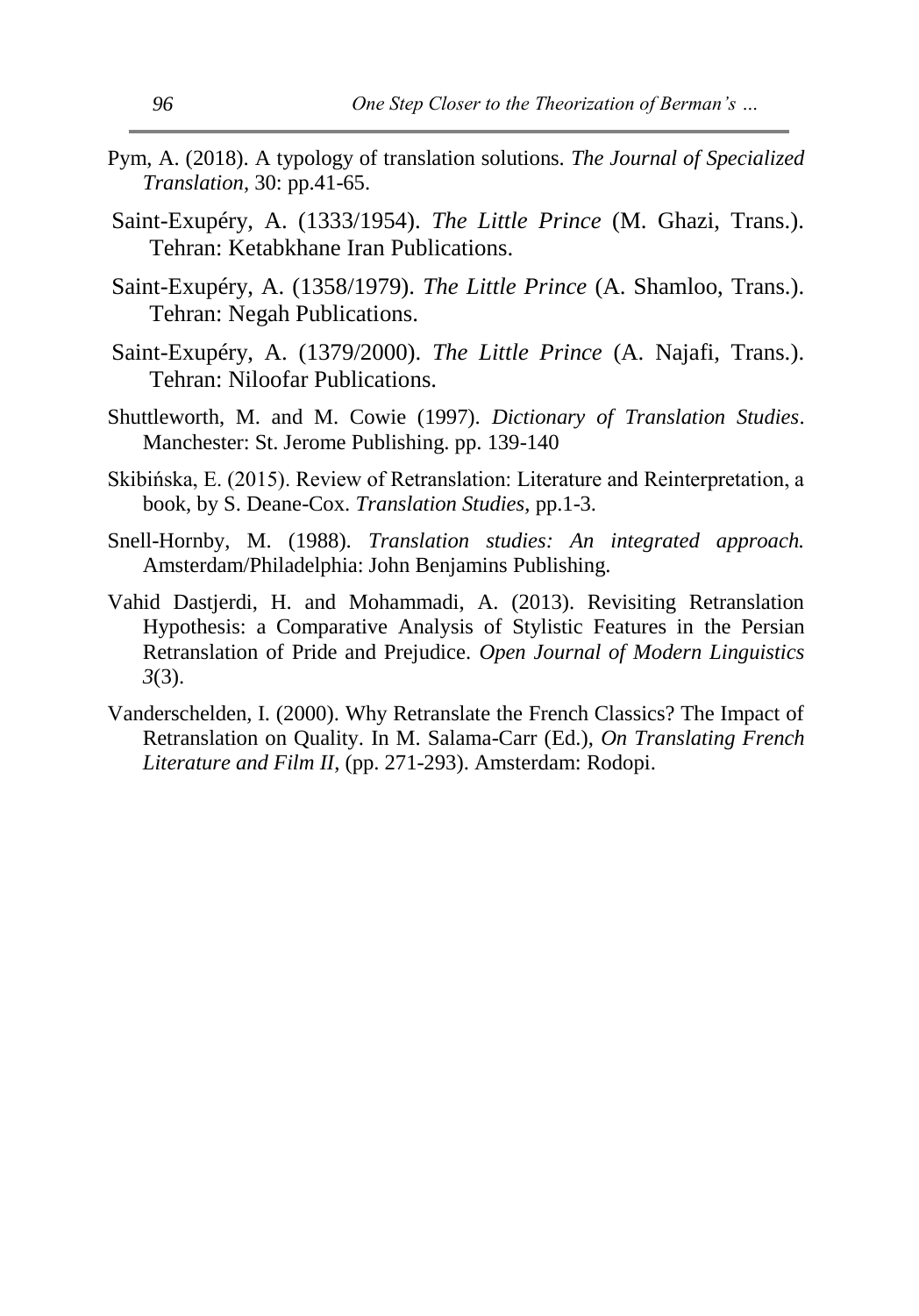Pym, A. (2018). A typology of translation solutions. *The Journal of Specialized Translation*, 30: pp.41-65.

Saint-Exupéry, A. (1333/1954). *The Little Prince* (M. Ghazi, Trans.). Tehran: Ketabkhane Iran Publications.

Saint-Exupéry, A. (1358/1979). *The Little Prince* (A. Shamloo, Trans.). Tehran: Negah Publications.

Saint-Exupéry, A. (1379/2000). *The Little Prince* (A. Najafi, Trans.). Tehran: Niloofar Publications.

Shuttleworth, M. and M. Cowie (1997). *Dictionary of Translation Studies*. Manchester: St. Jerome Publishing. pp. 139-140

Skibińska, E. (2015). Review of Retranslation: Literature and Reinterpretation, a book, by S. Deane-Cox. *Translation Studies*, pp.1-3.

Snell-Hornby, M. (1988). *Translation studies: An integrated approach.* Amsterdam/Philadelphia: John Benjamins Publishing.

Vahid Dastjerdi, H. and Mohammadi, A. (2013). Revisiting Retranslation Hypothesis: a Comparative Analysis of Stylistic Features in the Persian Retranslation of Pride and Prejudice. *Open Journal of Modern Linguistics 3*(3).

Vanderschelden, I. (2000). Why Retranslate the French Classics? The Impact of Retranslation on Quality. In M. Salama-Carr (Ed.), *On Translating French Literature and Film II*, (pp. 271-293). Amsterdam: Rodopi.